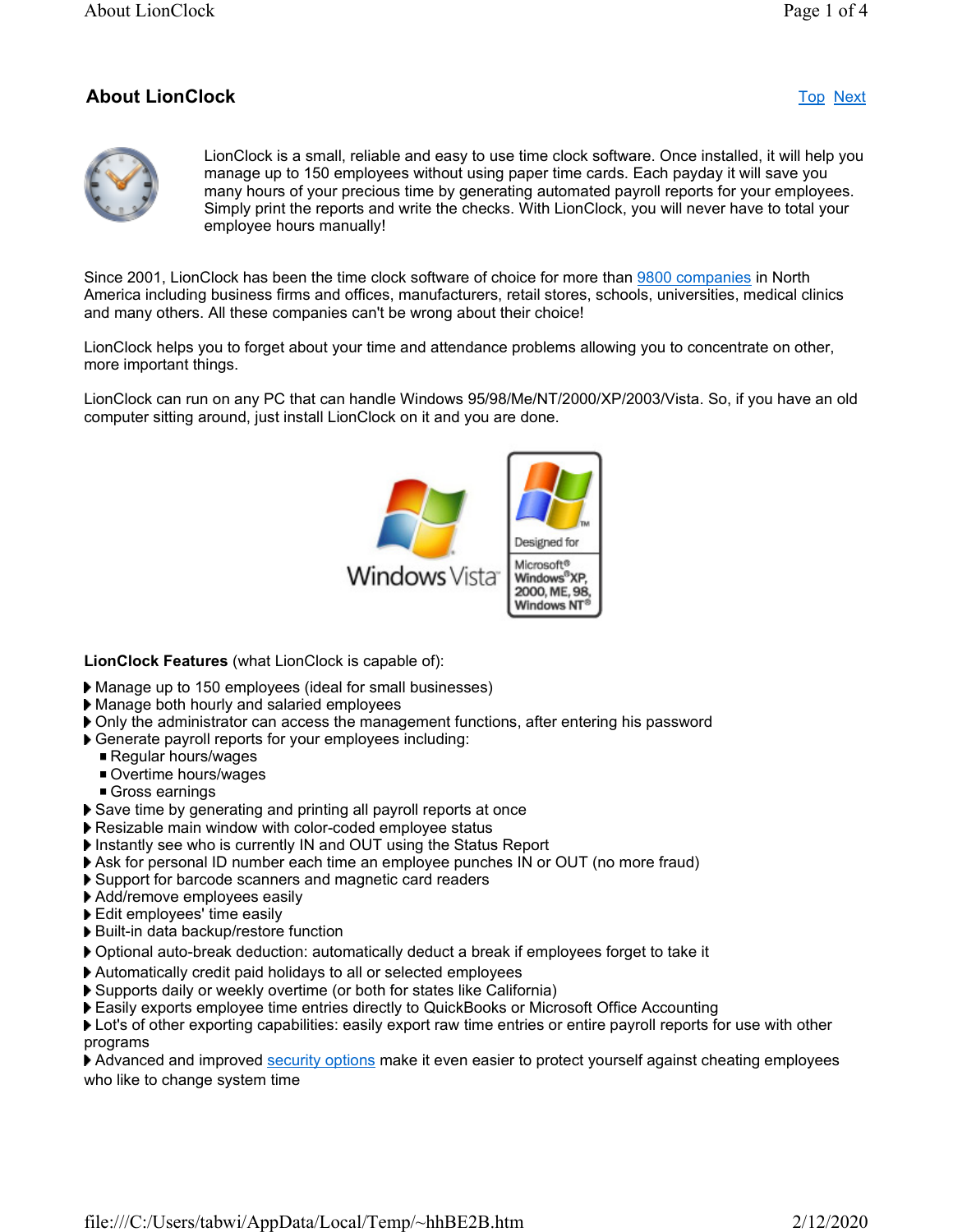## About LionClock

Top Next

LionClock is a small, reliable and easy to use time clock software. Once installed, it will help you manage up to 150 employees without using paper time cards. Each payday it will save you many hours of your precious time by generating automated payroll reports for your employees. Simply print the reports and write the checks. With LionClock, you will never have to total your employee hours manually!

Since 2001, LionClock has been the time clock software of choice for more than 9800 companies in North America including business firms and offices, manufacturers, retail stores, schools, universities, medical clinics and many others. All these companies can't be wrong about their choice!

LionClock helps you to forget about your time and attendance problems allowing you to concentrate on other, more important things.

LionClock can run on any PC that can handle Windows 95/98/Me/NT/2000/XP/2003/Vista. So, if you have an old computer sitting around, just install LionClock on it and you are done.

**LionClock Features** (what LionClock is capable of):

- Manage up to 150 employees (ideal for small businesses)
- Manage both hourly and salaried employees
- Only the administrator can access the management functions, after entering his password
- Generate payroll reports for your employees including:
  - Regular hours/wages
  - Overtime hours/wages
  - Gross earnings
- Save time by generating and printing all payroll reports at once
- Resizable main window with color-coded employee status
- Instantly see who is currently IN and OUT using the Status Report
- Ask for personal ID number each time an employee punches IN or OUT (no more fraud)
- Support for barcode scanners and magnetic card readers
- Add/remove employees easily
- Edit employees' time easily
- Built-in data backup/restore function
- Optional auto-break deduction: automatically deduct a break if employees forget to take it
- Automatically credit paid holidays to all or selected employees
- Supports daily or weekly overtime (or both for states like California)
- Easily exports employee time entries directly to QuickBooks or Microsoft Office Accounting
- Lot's of other exporting capabilities: easily export raw time entries or entire payroll reports for use with other programs
- Advanced and improved security options make it even easier to protect yourself against cheating employees who like to change system time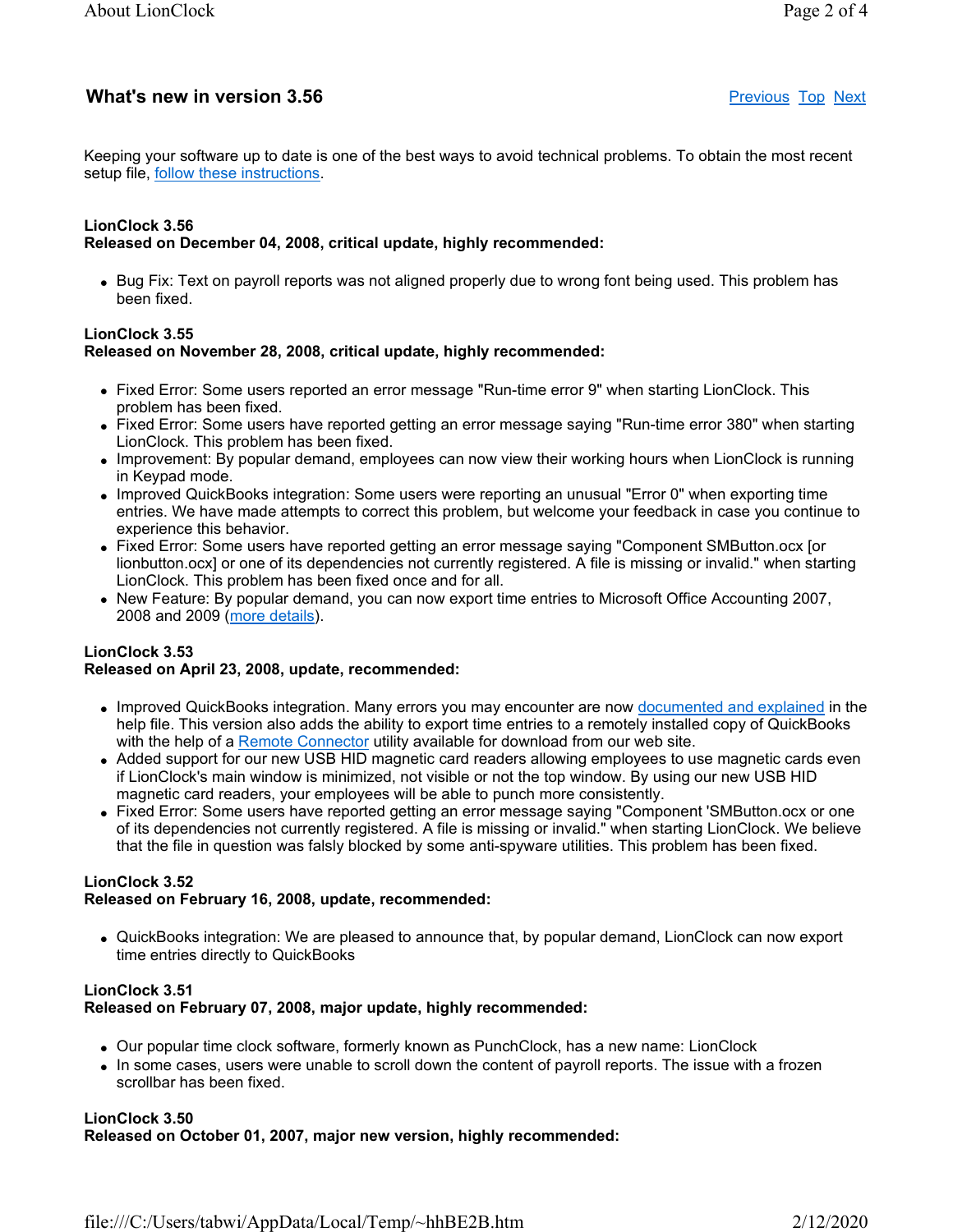## What's new in version 3.56

[Previous](#) [Top](#) [Next](#)

Keeping your software up to date is one of the best ways to avoid technical problems. To obtain the most recent setup file, [follow these instructions](#).

**LionClock 3.56**
**Released on December 04, 2008, critical update, highly recommended:**

- Bug Fix: Text on payroll reports was not aligned properly due to wrong font being used. This problem has been fixed.

**LionClock 3.55**
**Released on November 28, 2008, critical update, highly recommended:**

- Fixed Error: Some users reported an error message "Run-time error 9" when starting LionClock. This problem has been fixed.
- Fixed Error: Some users have reported getting an error message saying "Run-time error 380" when starting LionClock. This problem has been fixed.
- Improvement: By popular demand, employees can now view their working hours when LionClock is running in Keypad mode.
- Improved QuickBooks integration: Some users were reporting an unusual "Error 0" when exporting time entries. We have made attempts to correct this problem, but welcome your feedback in case you continue to experience this behavior.
- Fixed Error: Some users have reported getting an error message saying "Component SMButton.ocx [or lionbutton.ocx] or one of its dependencies not currently registered. A file is missing or invalid." when starting LionClock. This problem has been fixed once and for all.
- New Feature: By popular demand, you can now export time entries to Microsoft Office Accounting 2007, 2008 and 2009 ([more details](#)).

**LionClock 3.53**
**Released on April 23, 2008, update, recommended:**

- Improved QuickBooks integration. Many errors you may encounter are now [documented and explained](#) in the help file. This version also adds the ability to export time entries to a remotely installed copy of QuickBooks with the help of a [Remote Connector](#) utility available for download from our web site.
- Added support for our new USB HID magnetic card readers allowing employees to use magnetic cards even if LionClock's main window is minimized, not visible or not the top window. By using our new USB HID magnetic card readers, your employees will be able to punch more consistently.
- Fixed Error: Some users have reported getting an error message saying "Component 'SMButton.ocx or one of its dependencies not currently registered. A file is missing or invalid." when starting LionClock. We believe that the file in question was falsly blocked by some anti-spyware utilities. This problem has been fixed.

**LionClock 3.52**
**Released on February 16, 2008, update, recommended:**

- QuickBooks integration: We are pleased to announce that, by popular demand, LionClock can now export time entries directly to QuickBooks

**LionClock 3.51**
**Released on February 07, 2008, major update, highly recommended:**

- Our popular time clock software, formerly known as PunchClock, has a new name: LionClock
- In some cases, users were unable to scroll down the content of payroll reports. The issue with a frozen scrollbar has been fixed.

**LionClock 3.50**
**Released on October 01, 2007, major new version, highly recommended:**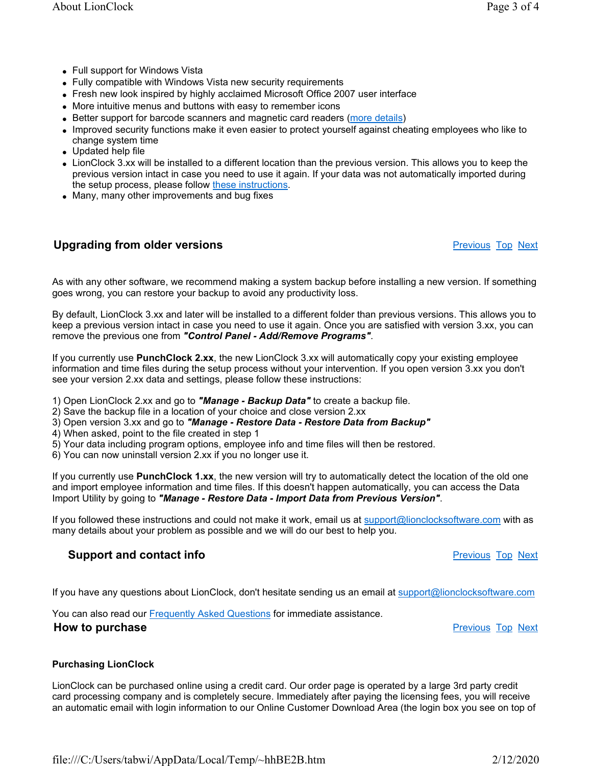- Full support for Windows Vista
- Fully compatible with Windows Vista new security requirements
- Fresh new look inspired by highly acclaimed Microsoft Office 2007 user interface
- More intuitive menus and buttons with easy to remember icons
- Better support for barcode scanners and magnetic card readers (more details)
- Improved security functions make it even easier to protect yourself against cheating employees who like to change system time
- Updated help file
- LionClock 3.xx will be installed to a different location than the previous version. This allows you to keep the previous version intact in case you need to use it again. If your data was not automatically imported during the setup process, please follow these instructions.
- Many, many other improvements and bug fixes

## Upgrading from older versions

Previous Top Next

As with any other software, we recommend making a system backup before installing a new version. If something goes wrong, you can restore your backup to avoid any productivity loss.

By default, LionClock 3.xx and later will be installed to a different folder than previous versions. This allows you to keep a previous version intact in case you need to use it again. Once you are satisfied with version 3.xx, you can remove the previous one from ***"Control Panel - Add/Remove Programs"***.

If you currently use **PunchClock 2.xx**, the new LionClock 3.xx will automatically copy your existing employee information and time files during the setup process without your intervention. If you open version 3.xx you don't see your version 2.xx data and settings, please follow these instructions:

1) Open LionClock 2.xx and go to ***"Manage - Backup Data"*** to create a backup file.
2) Save the backup file in a location of your choice and close version 2.xx
3) Open version 3.xx and go to ***"Manage - Restore Data - Restore Data from Backup"***
4) When asked, point to the file created in step 1
5) Your data including program options, employee info and time files will then be restored.
6) You can now uninstall version 2.xx if you no longer use it.

If you currently use **PunchClock 1.xx**, the new version will try to automatically detect the location of the old one and import employee information and time files. If this doesn't happen automatically, you can access the Data Import Utility by going to ***"Manage - Restore Data - Import Data from Previous Version"***.

If you followed these instructions and could not make it work, email us at support@lionclocksoftware.com with as many details about your problem as possible and we will do our best to help you.

## Support and contact info

Previous Top Next

If you have any questions about LionClock, don't hesitate sending us an email at support@lionclocksoftware.com

You can also read our Frequently Asked Questions for immediate assistance.

## How to purchase

Previous Top Next

**Purchasing LionClock**

LionClock can be purchased online using a credit card. Our order page is operated by a large 3rd party credit card processing company and is completely secure. Immediately after paying the licensing fees, you will receive an automatic email with login information to our Online Customer Download Area (the login box you see on top of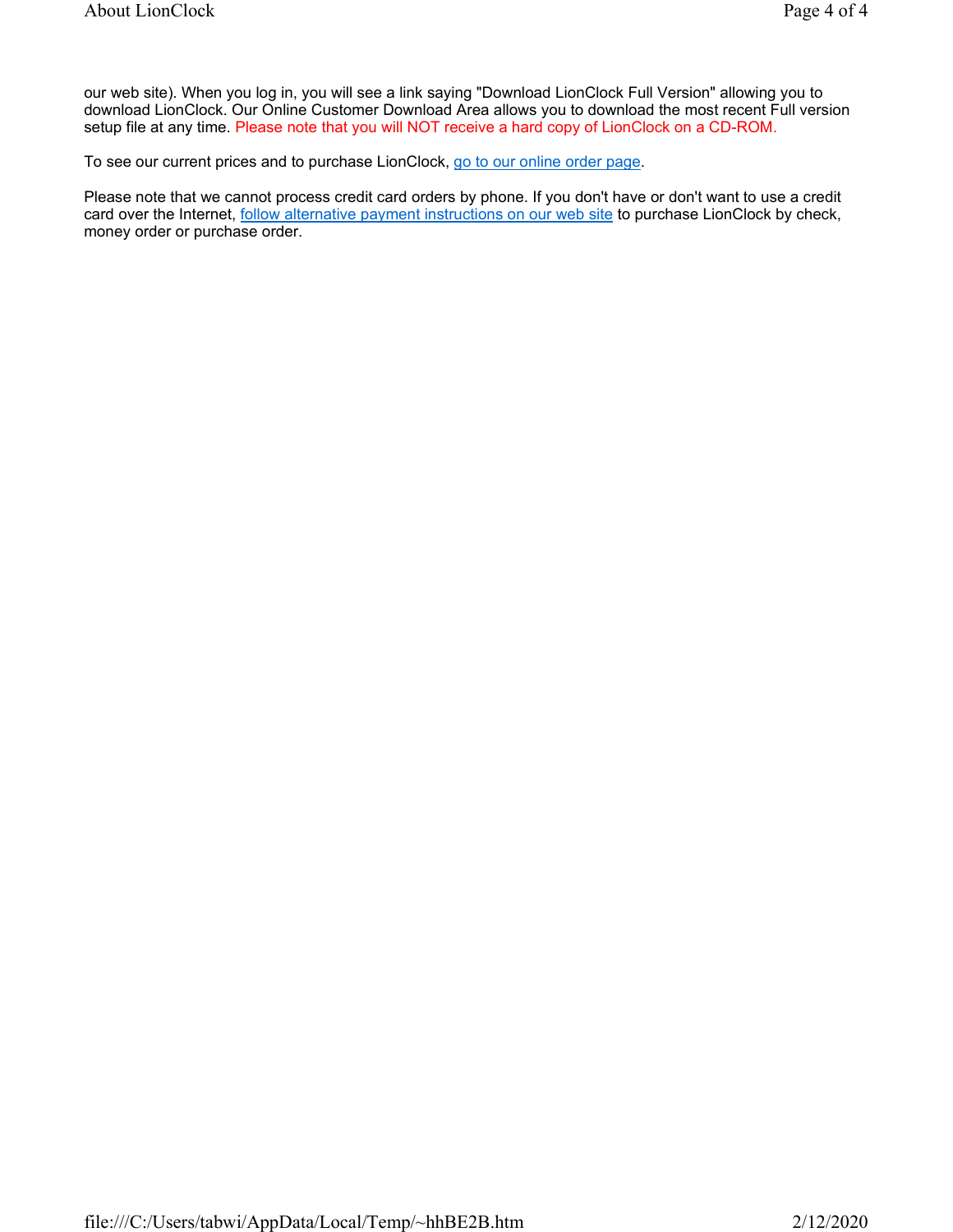our web site). When you log in, you will see a link saying "Download LionClock Full Version" allowing you to download LionClock. Our Online Customer Download Area allows you to download the most recent Full version setup file at any time. Please note that you will NOT receive a hard copy of LionClock on a CD-ROM.

To see our current prices and to purchase LionClock, go to our online order page.

Please note that we cannot process credit card orders by phone. If you don't have or don't want to use a credit card over the Internet, follow alternative payment instructions on our web site to purchase LionClock by check, money order or purchase order.